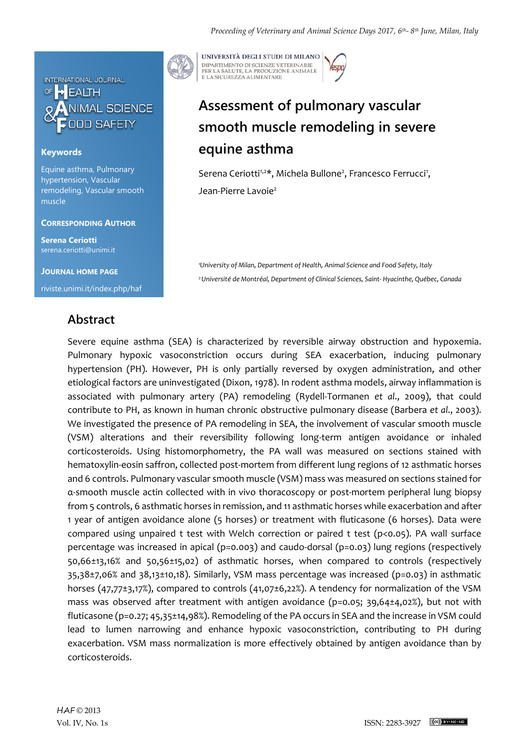# Assessment of pulmonary vascular smooth muscle remodeling in severe equine asthma

Serena Ceriotti[1,2]*, Michela Bullone[2], Francesco Ferrucci[1], Jean-Pierre Lavoie[2]

[1]University of Milan, Department of Health, Animal Science and Food Safety, Italy

[2]Université de Montréal, Department of Clinical Sciences, Saint- Hyacinthe, Québec, Canada

**Keywords**

Equine asthma, Pulmonary hypertension, Vascular remodeling, Vascular smooth muscle

**Corresponding Author**

**Serena Ceriotti**
serena.ceriotti@unimi.it

**Journal Home Page**

riviste.unimi.it/index.php/haf

## Abstract

Severe equine asthma (SEA) is characterized by reversible airway obstruction and hypoxemia. Pulmonary hypoxic vasoconstriction occurs during SEA exacerbation, inducing pulmonary hypertension (PH). However, PH is only partially reversed by oxygen administration, and other etiological factors are uninvestigated (Dixon, 1978). In rodent asthma models, airway inflammation is associated with pulmonary artery (PA) remodeling (Rydell-Tormanen *et al.*, 2009), that could contribute to PH, as known in human chronic obstructive pulmonary disease (Barbera *et al.*, 2003). We investigated the presence of PA remodeling in SEA, the involvement of vascular smooth muscle (VSM) alterations and their reversibility following long-term antigen avoidance or inhaled corticosteroids. Using histomorphometry, the PA wall was measured on sections stained with hematoxylin-eosin saffron, collected post-mortem from different lung regions of 12 asthmatic horses and 6 controls. Pulmonary vascular smooth muscle (VSM) mass was measured on sections stained for α-smooth muscle actin collected with in vivo thoracoscopy or post-mortem peripheral lung biopsy from 5 controls, 6 asthmatic horses in remission, and 11 asthmatic horses while exacerbation and after 1 year of antigen avoidance alone (5 horses) or treatment with fluticasone (6 horses). Data were compared using unpaired t test with Welch correction or paired t test ($p<0.05$). PA wall surface percentage was increased in apical ($p=0.003$) and caudo-dorsal ($p=0.03$) lung regions (respectively 50,66±13,16% and 50,56±15,02) of asthmatic horses, when compared to controls (respectively 35,38±7,06% and 38,13±10,18). Similarly, VSM mass percentage was increased ($p=0.03$) in asthmatic horses (47,77±3,17%), compared to controls (41,07±6,22%). A tendency for normalization of the VSM mass was observed after treatment with antigen avoidance ($p=0.05$; 39,64±4,02%), but not with fluticasone ($p=0.27$; 45,35±14,98%). Remodeling of the PA occurs in SEA and the increase in VSM could lead to lumen narrowing and enhance hypoxic vasoconstriction, contributing to PH during exacerbation. VSM mass normalization is more effectively obtained by antigen avoidance than by corticosteroids.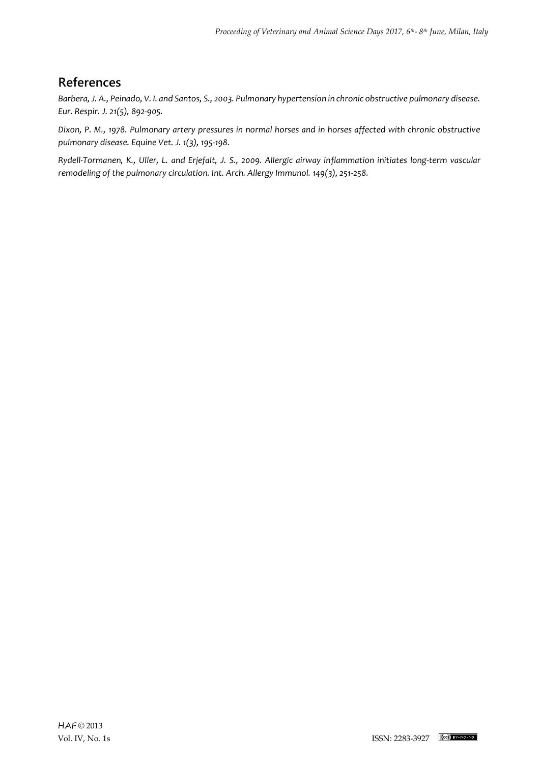## References

*Barbera, J. A., Peinado, V. I. and Santos, S., 2003. Pulmonary hypertension in chronic obstructive pulmonary disease. Eur. Respir. J. 21(5), 892-905.*

*Dixon, P. M., 1978. Pulmonary artery pressures in normal horses and in horses affected with chronic obstructive pulmonary disease. Equine Vet. J. 1(3), 195-198.*

*Rydell-Tormanen, K., Uller, L. and Erjefalt, J. S., 2009. Allergic airway inflammation initiates long-term vascular remodeling of the pulmonary circulation. Int. Arch. Allergy Immunol. 149(3), 251-258.*